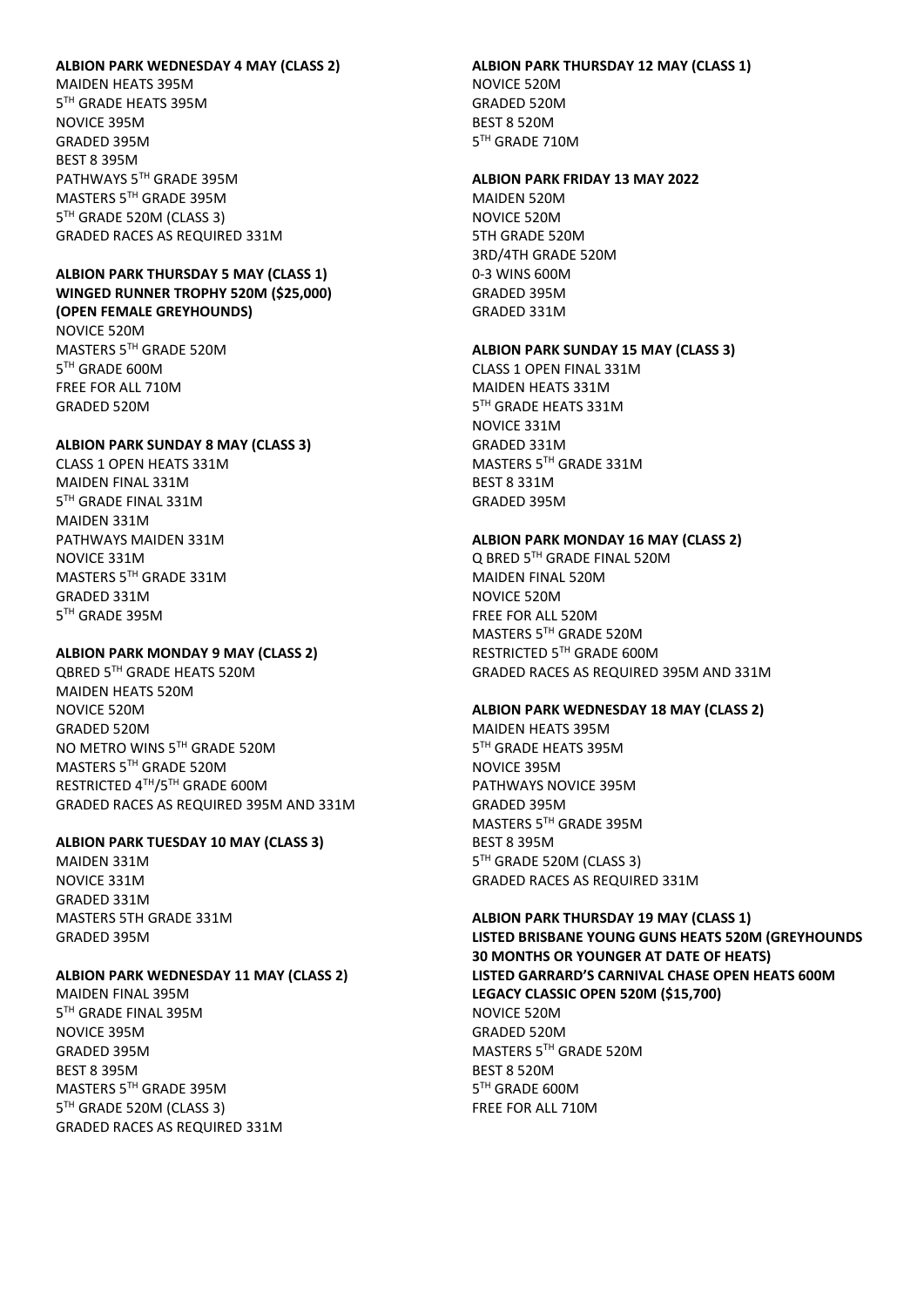**ALBION PARK WEDNESDAY 4 MAY (CLASS 2)**
MAIDEN HEATS 395M
5TH GRADE HEATS 395M
NOVICE 395M
GRADED 395M
BEST 8 395M
PATHWAYS 5TH GRADE 395M
MASTERS 5TH GRADE 395M
5TH GRADE 520M (CLASS 3)
GRADED RACES AS REQUIRED 331M

**ALBION PARK THURSDAY 5 MAY (CLASS 1)**
**WINGED RUNNER TROPHY 520M ($25,000)**
**(OPEN FEMALE GREYHOUNDS)**
NOVICE 520M
MASTERS 5TH GRADE 520M
5TH GRADE 600M
FREE FOR ALL 710M
GRADED 520M

**ALBION PARK SUNDAY 8 MAY (CLASS 3)**
CLASS 1 OPEN HEATS 331M
MAIDEN FINAL 331M
5TH GRADE FINAL 331M
MAIDEN 331M
PATHWAYS MAIDEN 331M
NOVICE 331M
MASTERS 5TH GRADE 331M
GRADED 331M
5TH GRADE 395M

**ALBION PARK MONDAY 9 MAY (CLASS 2)**
QBRED 5TH GRADE HEATS 520M
MAIDEN HEATS 520M
NOVICE 520M
GRADED 520M
NO METRO WINS 5TH GRADE 520M
MASTERS 5TH GRADE 520M
RESTRICTED 4TH/5TH GRADE 600M
GRADED RACES AS REQUIRED 395M AND 331M

**ALBION PARK TUESDAY 10 MAY (CLASS 3)**
MAIDEN 331M
NOVICE 331M
GRADED 331M
MASTERS 5TH GRADE 331M
GRADED 395M

**ALBION PARK WEDNESDAY 11 MAY (CLASS 2)**
MAIDEN FINAL 395M
5TH GRADE FINAL 395M
NOVICE 395M
GRADED 395M
BEST 8 395M
MASTERS 5TH GRADE 395M
5TH GRADE 520M (CLASS 3)
GRADED RACES AS REQUIRED 331M

**ALBION PARK THURSDAY 12 MAY (CLASS 1)**
NOVICE 520M
GRADED 520M
BEST 8 520M
5TH GRADE 710M

**ALBION PARK FRIDAY 13 MAY 2022**
MAIDEN 520M
NOVICE 520M
5TH GRADE 520M
3RD/4TH GRADE 520M
0-3 WINS 600M
GRADED 395M
GRADED 331M

**ALBION PARK SUNDAY 15 MAY (CLASS 3)**
CLASS 1 OPEN FINAL 331M
MAIDEN HEATS 331M
5TH GRADE HEATS 331M
NOVICE 331M
GRADED 331M
MASTERS 5TH GRADE 331M
BEST 8 331M
GRADED 395M

**ALBION PARK MONDAY 16 MAY (CLASS 2)**
Q BRED 5TH GRADE FINAL 520M
MAIDEN FINAL 520M
NOVICE 520M
FREE FOR ALL 520M
MASTERS 5TH GRADE 520M
RESTRICTED 5TH GRADE 600M
GRADED RACES AS REQUIRED 395M AND 331M

**ALBION PARK WEDNESDAY 18 MAY (CLASS 2)**
MAIDEN HEATS 395M
5TH GRADE HEATS 395M
NOVICE 395M
PATHWAYS NOVICE 395M
GRADED 395M
MASTERS 5TH GRADE 395M
BEST 8 395M
5TH GRADE 520M (CLASS 3)
GRADED RACES AS REQUIRED 331M

**ALBION PARK THURSDAY 19 MAY (CLASS 1)**
**LISTED BRISBANE YOUNG GUNS HEATS 520M (GREYHOUNDS 30 MONTHS OR YOUNGER AT DATE OF HEATS)**
**LISTED GARRARD'S CARNIVAL CHASE OPEN HEATS 600M**
**LEGACY CLASSIC OPEN 520M ($15,700)**
NOVICE 520M
GRADED 520M
MASTERS 5TH GRADE 520M
BEST 8 520M
5TH GRADE 600M
FREE FOR ALL 710M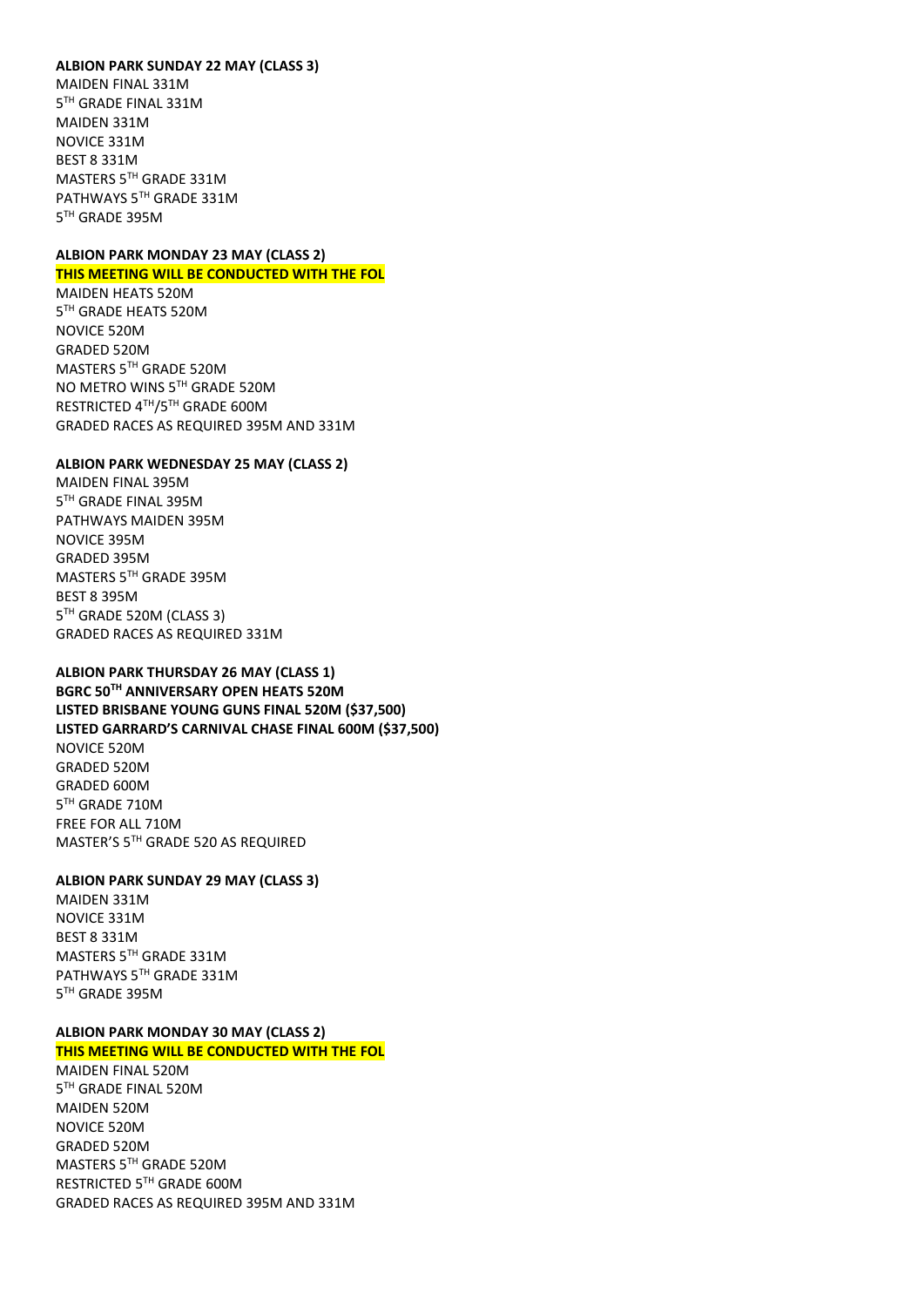**ALBION PARK SUNDAY 22 MAY (CLASS 3)**

MAIDEN FINAL 331M
5TH GRADE FINAL 331M
MAIDEN 331M
NOVICE 331M
BEST 8 331M
MASTERS 5TH GRADE 331M
PATHWAYS 5TH GRADE 331M
5TH GRADE 395M

**ALBION PARK MONDAY 23 MAY (CLASS 2)**
**THIS MEETING WILL BE CONDUCTED WITH THE FOL**

MAIDEN HEATS 520M
5TH GRADE HEATS 520M
NOVICE 520M
GRADED 520M
MASTERS 5TH GRADE 520M
NO METRO WINS 5TH GRADE 520M
RESTRICTED 4TH/5TH GRADE 600M
GRADED RACES AS REQUIRED 395M AND 331M

**ALBION PARK WEDNESDAY 25 MAY (CLASS 2)**

MAIDEN FINAL 395M
5TH GRADE FINAL 395M
PATHWAYS MAIDEN 395M
NOVICE 395M
GRADED 395M
MASTERS 5TH GRADE 395M
BEST 8 395M
5TH GRADE 520M (CLASS 3)
GRADED RACES AS REQUIRED 331M

**ALBION PARK THURSDAY 26 MAY (CLASS 1)**
**BGRC 50TH ANNIVERSARY OPEN HEATS 520M**
**LISTED BRISBANE YOUNG GUNS FINAL 520M ($37,500)**
**LISTED GARRARD'S CARNIVAL CHASE FINAL 600M ($37,500)**

NOVICE 520M
GRADED 520M
GRADED 600M
5TH GRADE 710M
FREE FOR ALL 710M
MASTER'S 5TH GRADE 520 AS REQUIRED

**ALBION PARK SUNDAY 29 MAY (CLASS 3)**

MAIDEN 331M
NOVICE 331M
BEST 8 331M
MASTERS 5TH GRADE 331M
PATHWAYS 5TH GRADE 331M
5TH GRADE 395M

**ALBION PARK MONDAY 30 MAY (CLASS 2)**
**THIS MEETING WILL BE CONDUCTED WITH THE FOL**

MAIDEN FINAL 520M
5TH GRADE FINAL 520M
MAIDEN 520M
NOVICE 520M
GRADED 520M
MASTERS 5TH GRADE 520M
RESTRICTED 5TH GRADE 600M
GRADED RACES AS REQUIRED 395M AND 331M